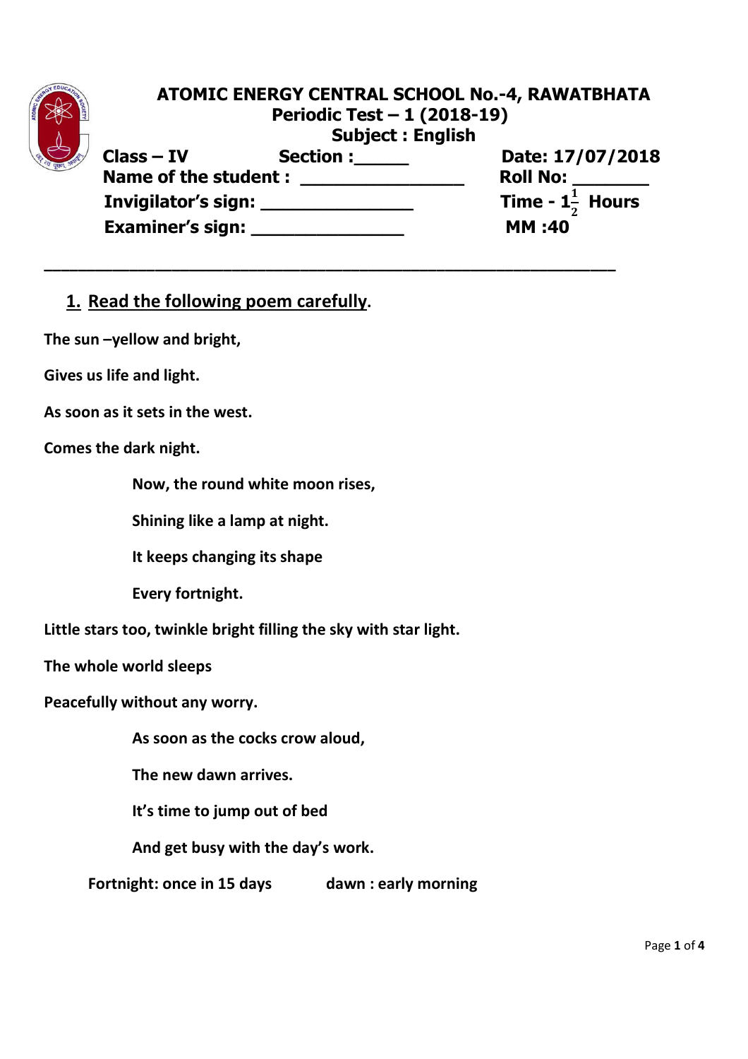# ATOMIC ENERGY CENTRAL SCHOOL No.-4, RAWATBHATA

## Periodic Test – 1 (2018-19)

## Subject : English

**Class – IV** **Section :_____** **Date: 17/07/2018**

**Name of the student : _______________** **Roll No: _______**

**Invigilator's sign: ______________** **Time - $1\frac{1}{2}$ Hours**

**Examiner's sign: ______________** **MM :40**

---

**1. Read the following poem carefully.**

**The sun –yellow and bright,**

**Gives us life and light.**

**As soon as it sets in the west.**

**Comes the dark night.**

**Now, the round white moon rises,**

**Shining like a lamp at night.**

**It keeps changing its shape**

**Every fortnight.**

**Little stars too, twinkle bright filling the sky with star light.**

**The whole world sleeps**

**Peacefully without any worry.**

**As soon as the cocks crow aloud,**

**The new dawn arrives.**

**It's time to jump out of bed**

**And get busy with the day's work.**

**Fortnight: once in 15 days** **dawn : early morning**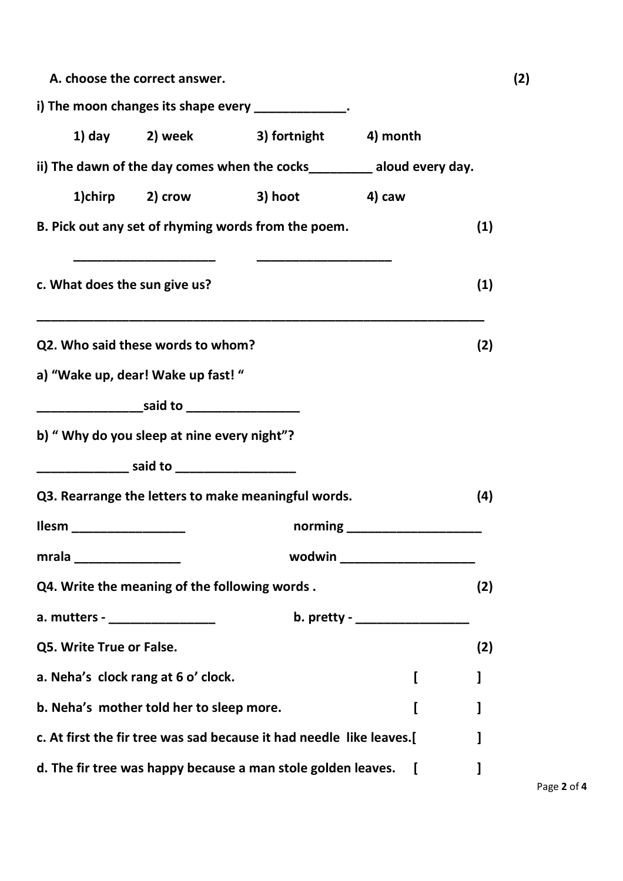**A. choose the correct answer.** **(2)**

**i) The moon changes its shape every _____________.**

**1) day 2) week 3) fortnight 4) month**

**ii) The dawn of the day comes when the cocks_________ aloud every day.**

**1)chirp 2) crow 3) hoot 4) caw**

**B. Pick out any set of rhyming words from the poem.** **(1)**

____________________ ___________________

**c. What does the sun give us?** **(1)**

_______________________________________________________________

**Q2. Who said these words to whom?** **(2)**

**a) "Wake up, dear! Wake up fast! "**

**_______________said to ________________**

**b) " Why do you sleep at nine every night"?**

**_____________ said to _________________**

**Q3. Rearrange the letters to make meaningful words.** **(4)**

**Ilesm ________________** **norming ___________________**

**mrala _______________** **wodwin ___________________**

**Q4. Write the meaning of the following words .** **(2)**

**a. mutters - _______________** **b. pretty - ________________**

**Q5. Write True or False.** **(2)**

**a. Neha's clock rang at 6 o' clock.** [ ]

**b. Neha's mother told her to sleep more.** [ ]

**c. At first the fir tree was sad because it had needle like leaves.** [ ]

**d. The fir tree was happy because a man stole golden leaves.** [ ]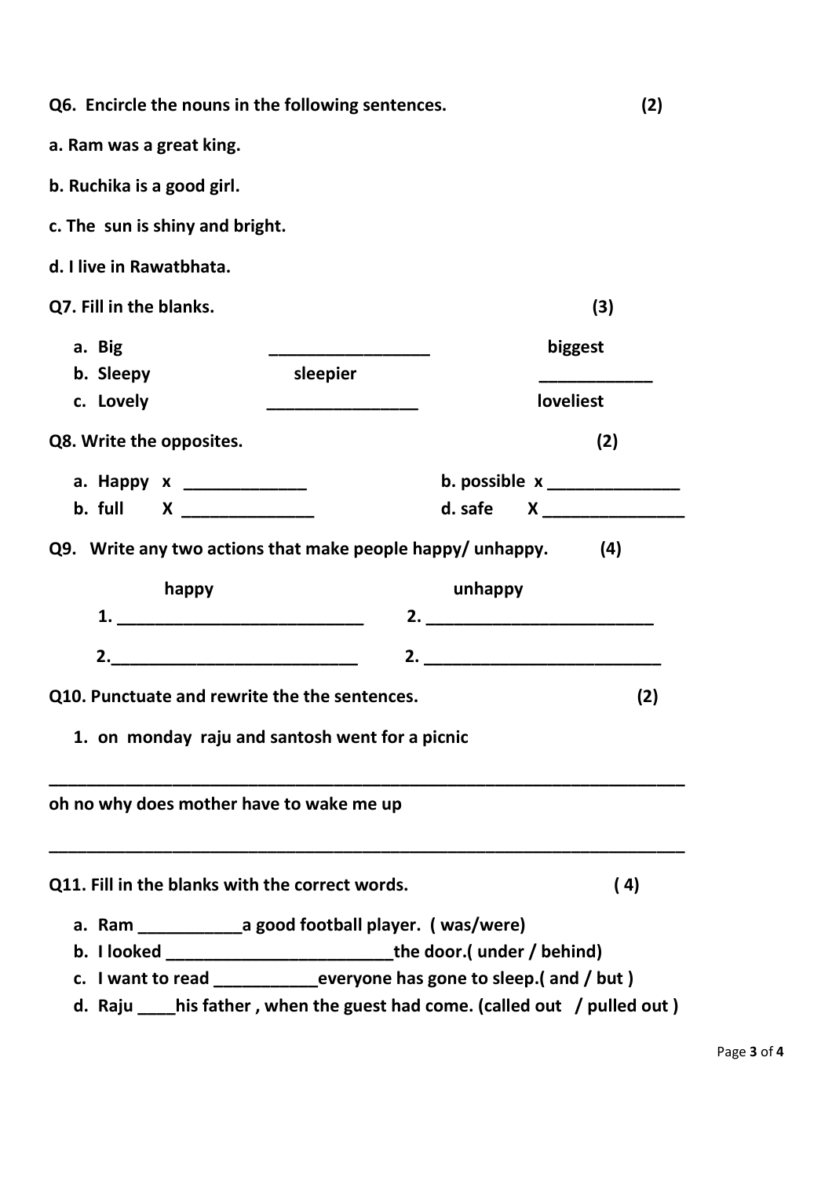**Q6. Encircle the nouns in the following sentences. (2)**

**a. Ram was a great king.**

**b. Ruchika is a good girl.**

**c. The sun is shiny and bright.**

**d. I live in Rawatbhata.**

**Q7. Fill in the blanks. (3)**

| | | |
|---|---|---|
| a. Big | _________________ | biggest |
| b. Sleepy | sleepier | ____________ |
| c. Lovely | ________________ | loveliest |

**Q8. Write the opposites. (2)**

a. Happy x _____________ b. possible x ______________

b. full X ______________ d. safe X _______________

**Q9. Write any two actions that make people happy/ unhappy. (4)**

| happy | unhappy |
|---|---|
| 1. __________________________ | 2. ________________________ |
| 2.__________________________ | 2. _________________________ |

**Q10. Punctuate and rewrite the the sentences. (2)**

1. on monday raju and santosh went for a picnic

_____________________________________________________________________

oh no why does mother have to wake me up

_____________________________________________________________________

**Q11. Fill in the blanks with the correct words. ( 4)**

a. Ram ___________a good football player. ( was/were)
b. I looked ________________________the door.( under / behind)
c. I want to read ___________everyone has gone to sleep.( and / but )
d. Raju ____his father , when the guest had come. (called out / pulled out )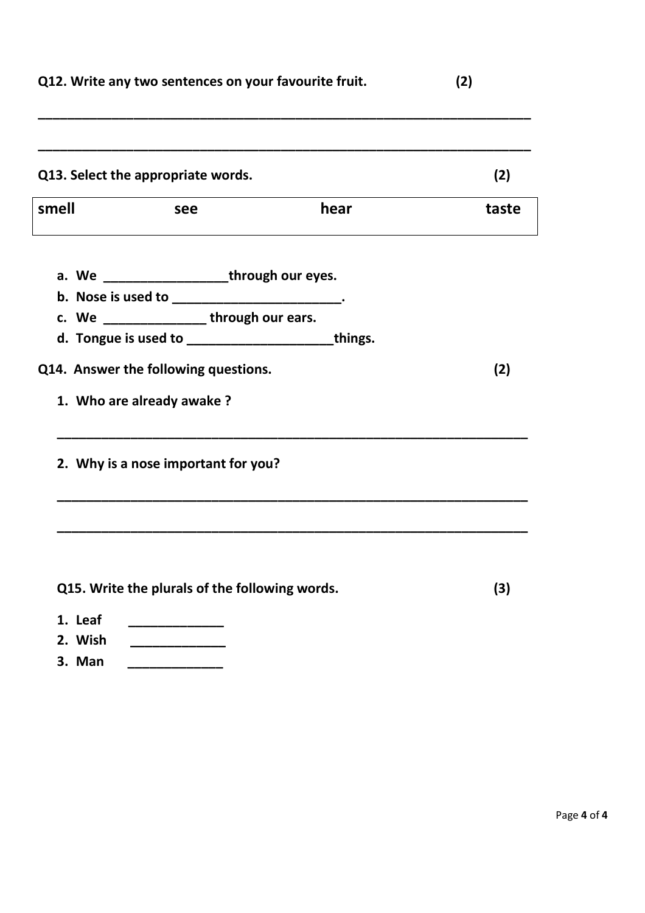**Q12. Write any two sentences on your favourite fruit. (2)**

___________________________________________________________________

___________________________________________________________________

**Q13. Select the appropriate words. (2)**

| | | | |
|---|---|---|---|
| **smell** | **see** | **hear** | **taste** |

a. We ________________through our eyes.

b. Nose is used to ______________________.

c. We _____________ through our ears.

d. Tongue is used to ___________________things.

**Q14. Answer the following questions. (2)**

1. Who are already awake ?

___________________________________________________________________

2. Why is a nose important for you?

___________________________________________________________________

___________________________________________________________________

**Q15. Write the plurals of the following words. (3)**

1. Leaf ____________
2. Wish ____________
3. Man ____________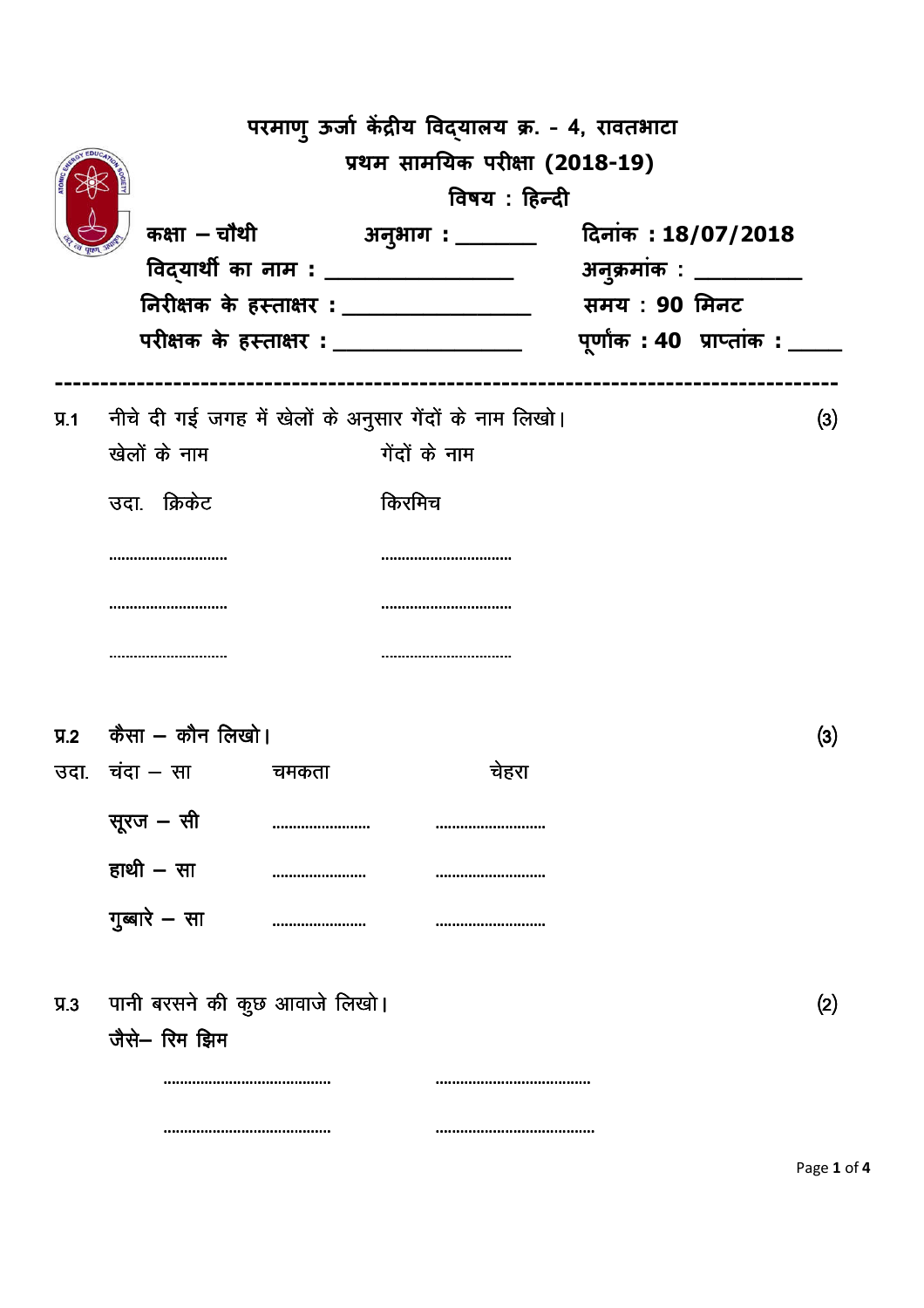# परमाणु ऊर्जा केंद्रीय विद्यालय क्र. - 4, रावतभाटा

## प्रथम सामयिक परीक्षा (2018-19)

### विषय : हिन्दी

**कक्षा – चौथी** **अनुभाग : ________** **दिनांक : 18/07/2018**

**विद्यार्थी का नाम : ________________** **अनुक्रमांक : __________**

**निरीक्षक के हस्ताक्षर : ________________** **समय : 90 मिनट**

**परीक्षक के हस्ताक्षर : ________________** **पूर्णांक : 40** **प्राप्तांक : _____**

---

प्र.1 नीचे दी गई जगह में खेलों के अनुसार गेंदों के नाम लिखो। (3)

| खेलों के नाम | गेंदों के नाम |
|---|---|
| उदा. क्रिकेट | किरमिच |
| ............................ | ................................ |
| ............................ | ................................ |
| ............................ | ................................ |

प्र.2 कैसा – कौन लिखो। (3)

| | | |
|---|---|---|
| उदा. चंदा – सा | चमकता | चेहरा |
| सूरज – सी | ........................ | ........................... |
| हाथी – सा | ....................... | ........................... |
| गुब्बारे – सा | ....................... | ........................... |

प्र.3 पानी बरसने की कुछ आवाजे लिखो। (2)

जैसे– रिम झिम

......................................... ......................................

......................................... ......................................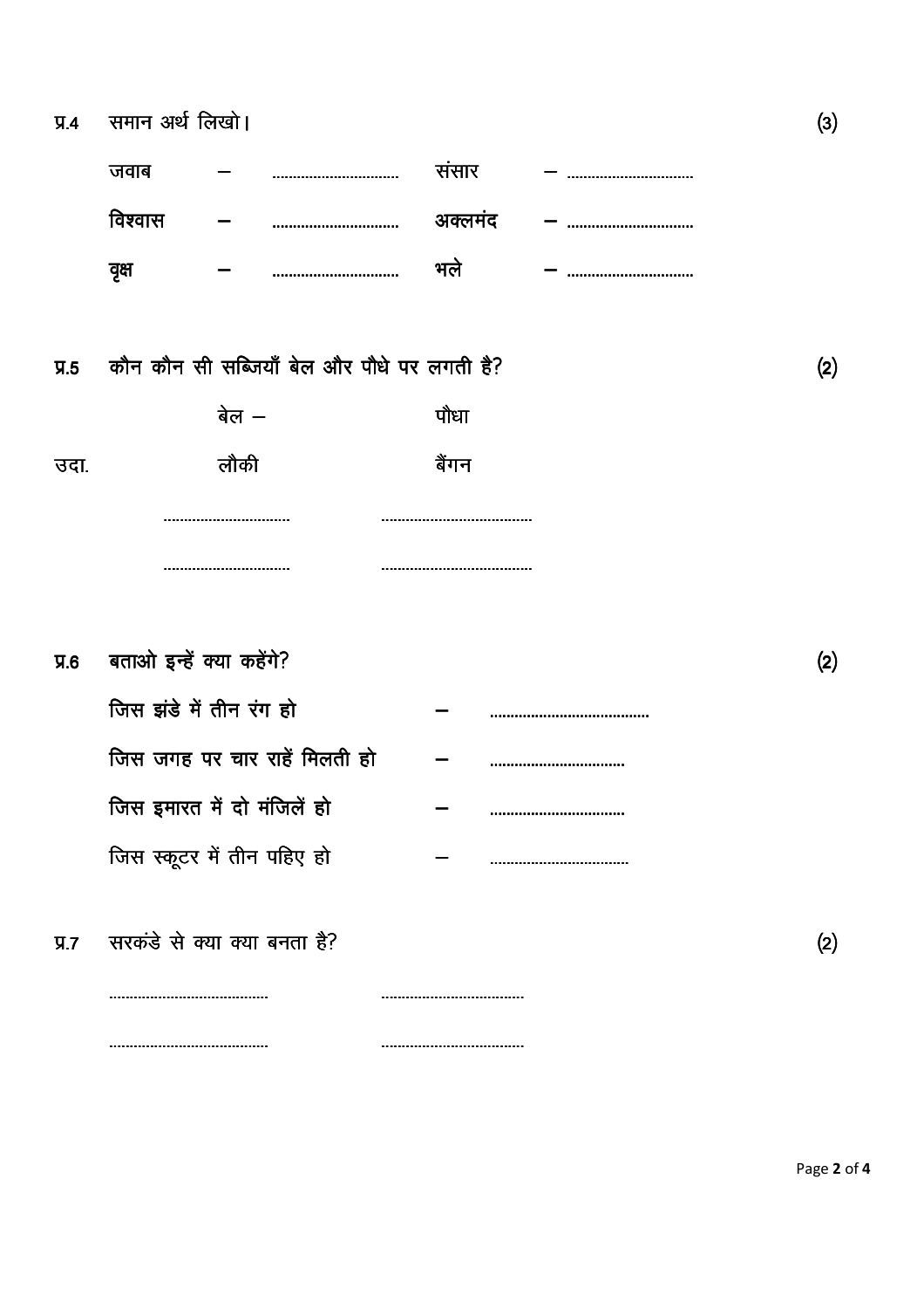प्र.4 समान अर्थ लिखो। (3)

| | | | | | |
|---|---|---|---|---|---|
| जवाब | – | ............................ | संसार | – | ............................ |
| विश्वास | – | ............................ | अक्लमंद | – | ............................ |
| वृक्ष | – | ............................ | भले | – | ............................ |

प्र.5 कौन कौन सी सब्जियाँ बेल और पौधे पर लगती है? (2)

| | | |
|---|---|---|
| | बेल – | पौधा |
| उदा. | लौकी | बैंगन |
| | ............................ | ............................ |
| | ............................ | ............................ |

प्र.6 बताओ इन्हें क्या कहेंगे? (2)

जिस झंडे में तीन रंग हो – ............................

जिस जगह पर चार राहें मिलती हो – ............................

जिस इमारत में दो मंजिलें हो – ............................

जिस स्कूटर में तीन पहिए हो – ............................

प्र.7 सरकंडे से क्या क्या बनता है? (2)

............................ ............................

............................ ............................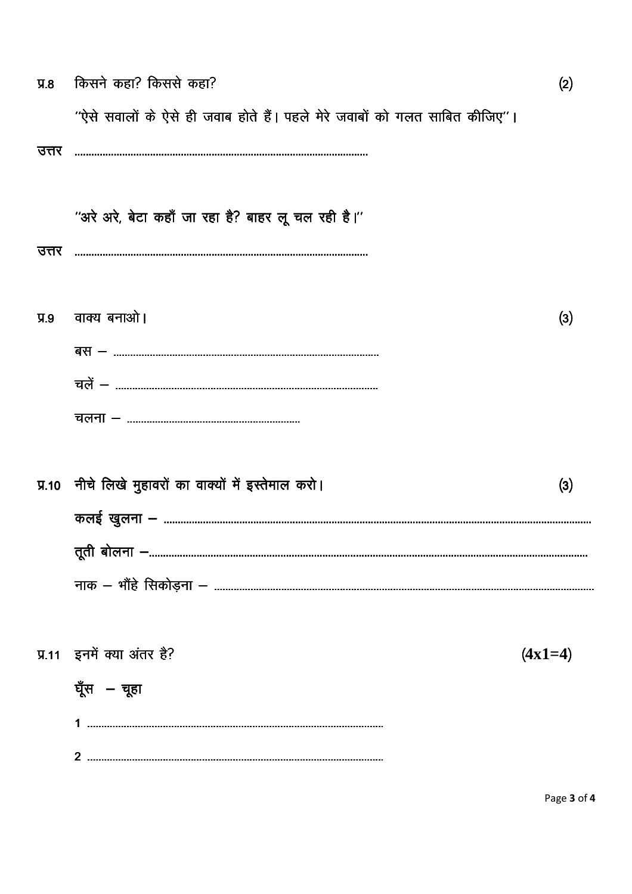प्र.8 किसने कहा? किसने कहा? (2)

''ऐसे सवालों के ऐसे ही जवाब होते हैं। पहले मेरे जवाबों को गलत साबित कीजिए''।

उत्तर ........................................................................................................

''अरे अरे, बेटा कहाँ जा रहा है? बाहर लू चल रही है।''

उत्तर ........................................................................................................

प्र.9 वाक्य बनाओ। (3)

बस – ........................................................................................................

चलें – ........................................................................................................

चलना – ..............................................................

प्र.10 नीचे लिखे मुहावरों का वाक्यों में इस्तेमाल करो। (3)

कलई खुलना – ........................................................................................................

तूती बोलना –........................................................................................................

नाक – भौंहे सिकोड़ना – ........................................................................................................

प्र.11 इनमें क्या अंतर है? (4x1=4)

घूँस – चूहा

1 ........................................................................................................

2 ........................................................................................................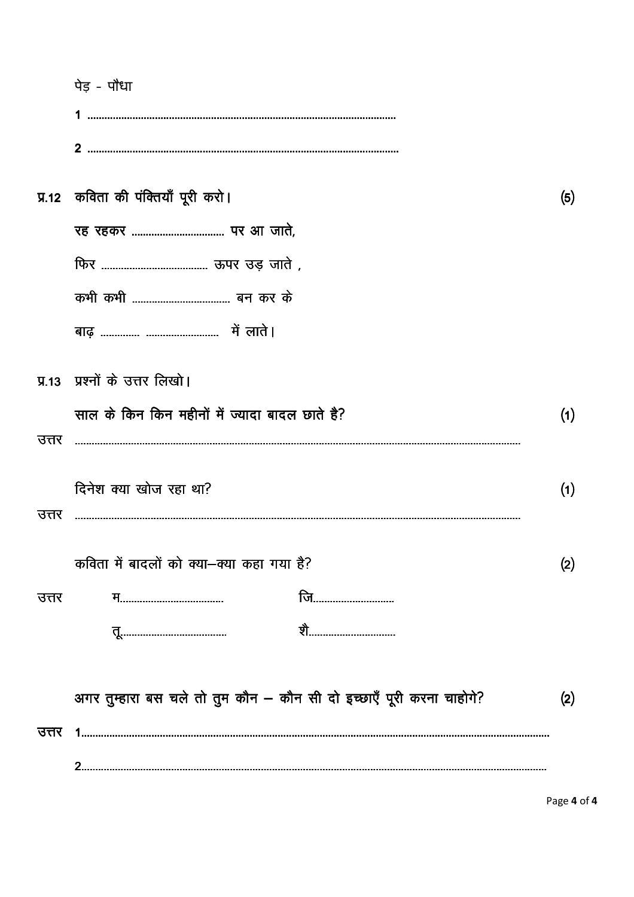पेड़ - पौधा

1 ..............................................................................................................

2 ..............................................................................................................

प्र.12 कविता की पंक्तियाँ पूरी करो। (5)

रह रहकर ................................ पर आ जाते,

फिर ..................................... ऊपर उड़ जाते ,

कभी कभी .................................. बन कर के

बाढ़ .............. .......................... में लाते।

प्र.13 प्रश्नों के उत्तर लिखो।

साल के किन किन महीनों में ज्यादा बादल छाते है? (1)

उत्तर ..............................................................................................................................................

दिनेश क्या खोज रहा था? (1)

उत्तर ..............................................................................................................................................

कविता में बादलों को क्या–क्या कहा गया है? (2)

उत्तर म.................................... जि............................

तू...................................... शै...............................

अगर तुम्हारा बस चले तो तुम कौन – कौन सी दो इच्छाएँ पूरी करना चाहोगे? (2)

उत्तर 1..............................................................................................................................................

2..............................................................................................................................................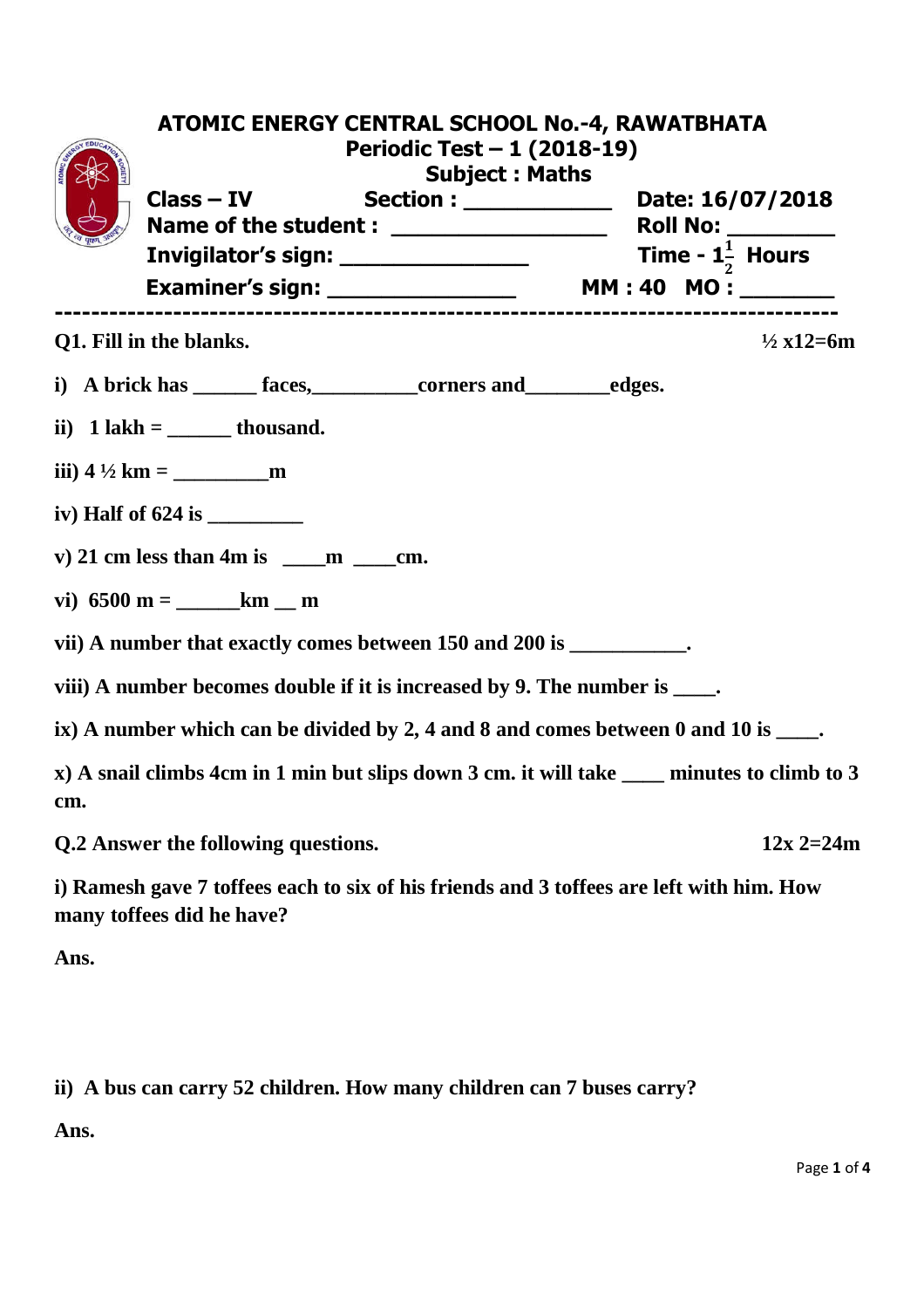# ATOMIC ENERGY CENTRAL SCHOOL No.-4, RAWATBHATA

## Periodic Test – 1 (2018-19)

### Subject : Maths

**Class – IV** **Section : ____________** **Date: 16/07/2018**

**Name of the student : __________________** **Roll No: _________**

**Invigilator's sign: ________________** **Time - $1\frac{1}{2}$ Hours**

**Examiner's sign: ________________** **MM : 40 MO : ________**

---

**Q1. Fill in the blanks.** **½ x12=6m**

**i) A brick has ______ faces,__________corners and________edges.**

**ii) 1 lakh = ______ thousand.**

**iii) 4 ½ km = _________m**

**iv) Half of 624 is _________**

**v) 21 cm less than 4m is ____m ____cm.**

**vi) 6500 m = ______km __ m**

**vii) A number that exactly comes between 150 and 200 is ___________.**

**viii) A number becomes double if it is increased by 9. The number is ____.**

**ix) A number which can be divided by 2, 4 and 8 and comes between 0 and 10 is ____.**

**x) A snail climbs 4cm in 1 min but slips down 3 cm. it will take ____ minutes to climb to 3 cm.**

**Q.2 Answer the following questions.** **12x 2=24m**

**i) Ramesh gave 7 toffees each to six of his friends and 3 toffees are left with him. How many toffees did he have?**

**Ans.**

**ii) A bus can carry 52 children. How many children can 7 buses carry?**

**Ans.**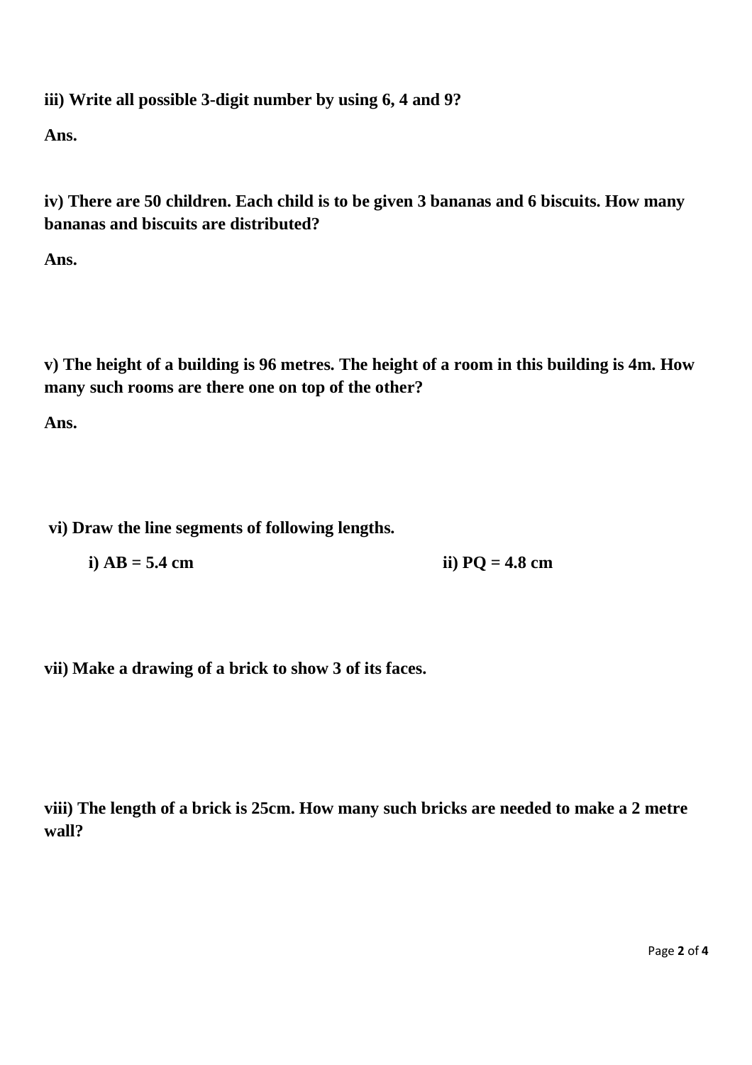**iii) Write all possible 3-digit number by using 6, 4 and 9?**

**Ans.**

**iv) There are 50 children. Each child is to be given 3 bananas and 6 biscuits. How many bananas and biscuits are distributed?**

**Ans.**

**v) The height of a building is 96 metres. The height of a room in this building is 4m. How many such rooms are there one on top of the other?**

**Ans.**

**vi) Draw the line segments of following lengths.**

**i) AB = 5.4 cm** **ii) PQ = 4.8 cm**

**vii) Make a drawing of a brick to show 3 of its faces.**

**viii) The length of a brick is 25cm. How many such bricks are needed to make a 2 metre wall?**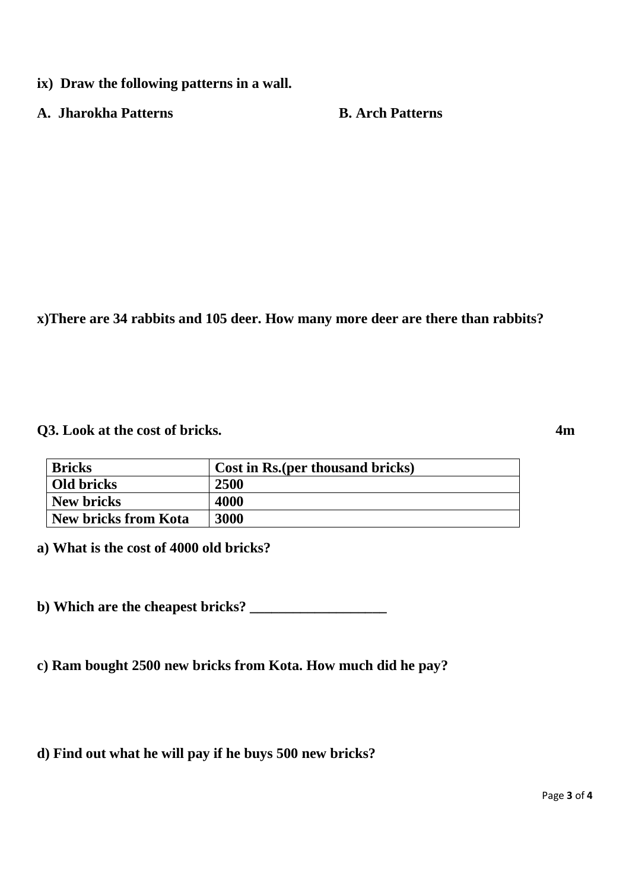**ix) Draw the following patterns in a wall.**

**A. Jharokha Patterns**

**B. Arch Patterns**

**x)There are 34 rabbits and 105 deer. How many more deer are there than rabbits?**

**Q3. Look at the cost of bricks.** **4m**

| Bricks | Cost in Rs.(per thousand bricks) |
|---|---|
| Old bricks | 2500 |
| New bricks | 4000 |
| New bricks from Kota | 3000 |

**a) What is the cost of 4000 old bricks?**

**b) Which are the cheapest bricks? ___________________**

**c) Ram bought 2500 new bricks from Kota. How much did he pay?**

**d) Find out what he will pay if he buys 500 new bricks?**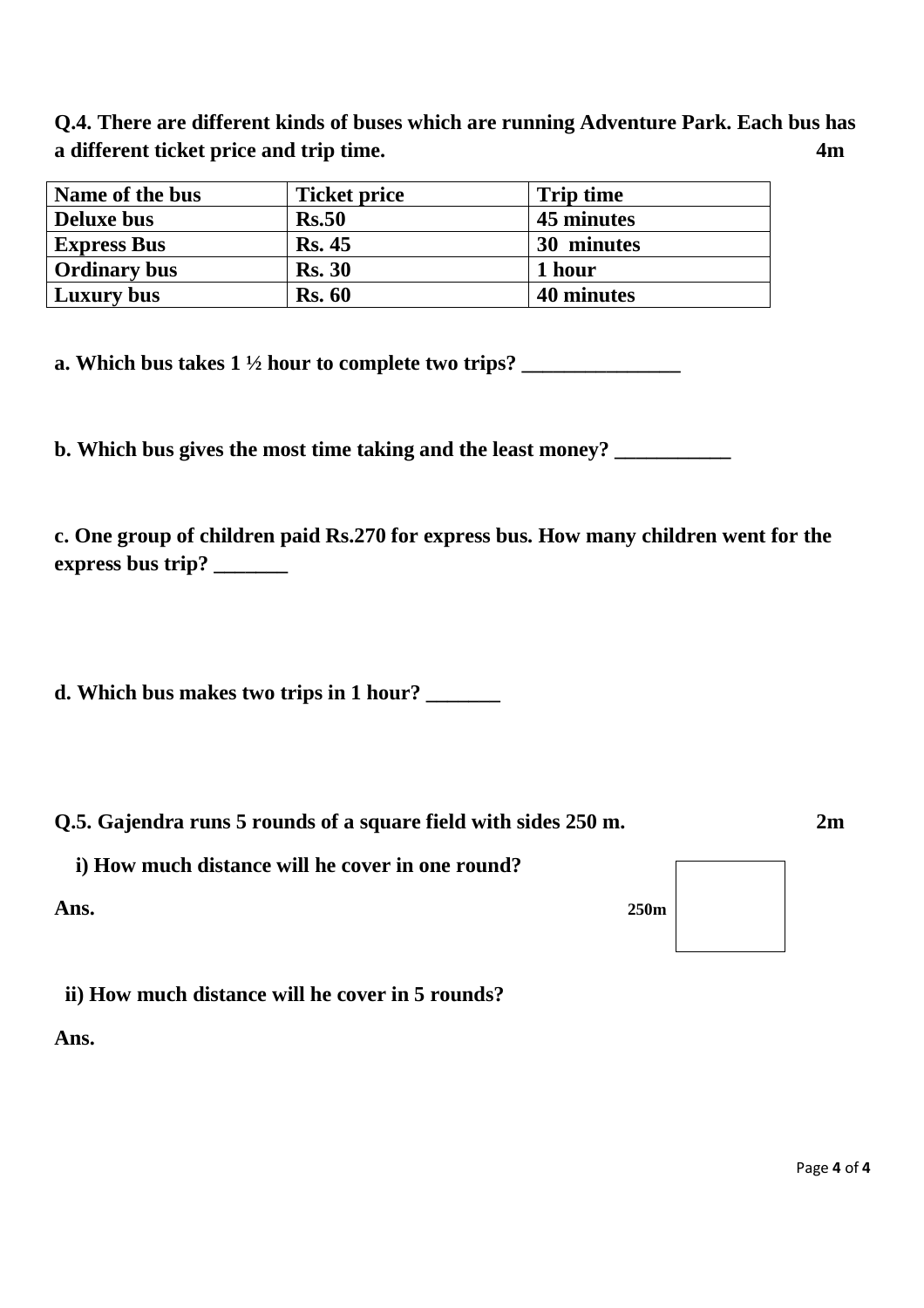**Q.4. There are different kinds of buses which are running Adventure Park. Each bus has a different ticket price and trip time.** **4m**

| Name of the bus | Ticket price | Trip time |
|---|---|---|
| Deluxe bus | Rs.50 | 45 minutes |
| Express Bus | Rs. 45 | 30 minutes |
| Ordinary bus | Rs. 30 | 1 hour |
| Luxury bus | Rs. 60 | 40 minutes |

**a. Which bus takes 1 ½ hour to complete two trips? _______________**

**b. Which bus gives the most time taking and the least money? ___________**

**c. One group of children paid Rs.270 for express bus. How many children went for the express bus trip? _______**

**d. Which bus makes two trips in 1 hour? _______**

**Q.5. Gajendra runs 5 rounds of a square field with sides 250 m.** **2m**

**i) How much distance will he cover in one round?**

**Ans.**

**250m**

**ii) How much distance will he cover in 5 rounds?**

**Ans.**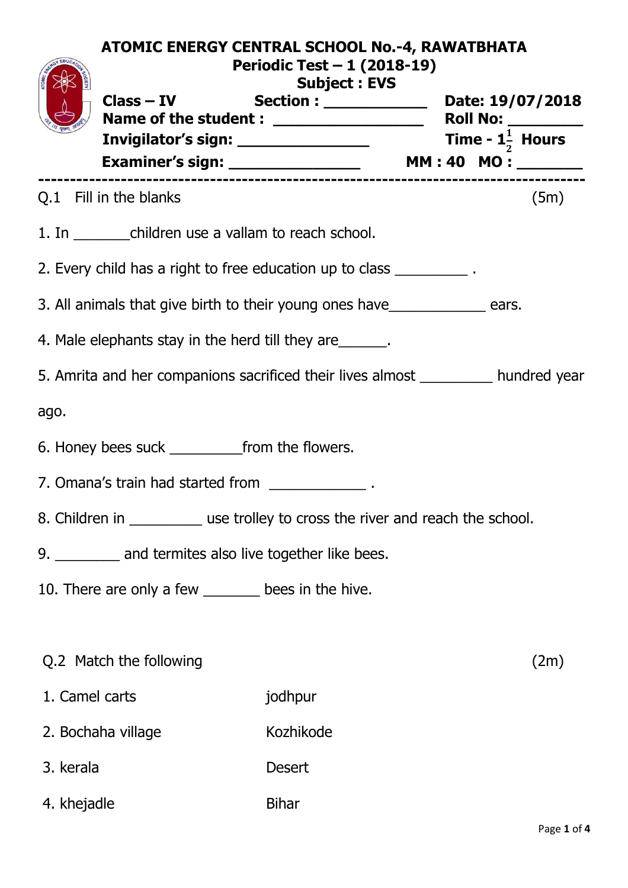# ATOMIC ENERGY CENTRAL SCHOOL No.-4, RAWATBHATA

## Periodic Test – 1 (2018-19)

## Subject : EVS

**Class – IV** **Section : ____________** **Date: 19/07/2018**

**Name of the student : __________________** **Roll No: _________**

**Invigilator's sign: _______________** **Time - $1\frac{1}{2}$ Hours**

**Examiner's sign: _______________** **MM : 40 MO : _______**

---

Q.1 Fill in the blanks (5m)

1. In _______children use a vallam to reach school.

2. Every child has a right to free education up to class _________ .

3. All animals that give birth to their young ones have____________ ears.

4. Male elephants stay in the herd till they are______.

5. Amrita and her companions sacrificed their lives almost _________ hundred year ago.

6. Honey bees suck _________from the flowers.

7. Omana's train had started from ____________ .

8. Children in _________ use trolley to cross the river and reach the school.

9. ________ and termites also live together like bees.

10. There are only a few _______ bees in the hive.

Q.2 Match the following (2m)

| | |
|---|---|
| 1. Camel carts | jodhpur |
| 2. Bochaha village | Kozhikode |
| 3. kerala | Desert |
| 4. khejadle | Bihar |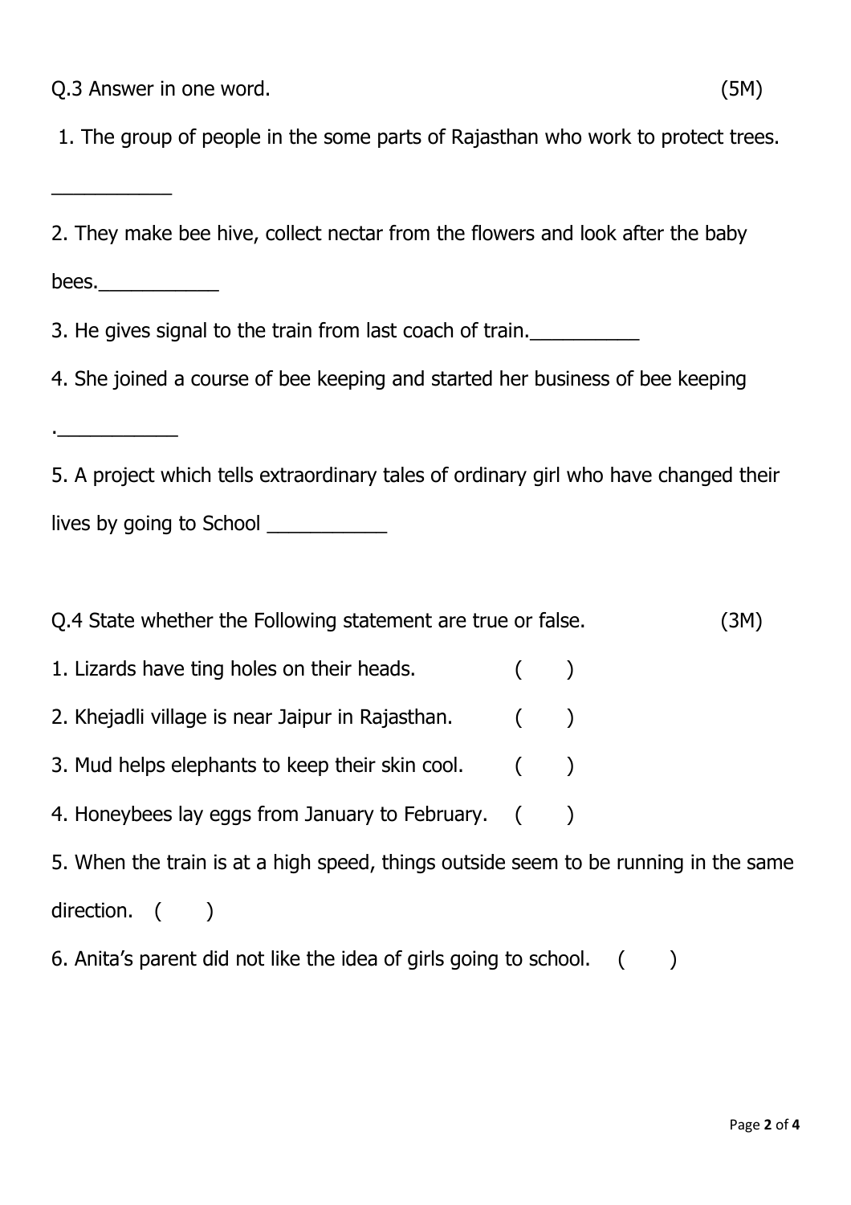Q.3 Answer in one word. (5M)

1. The group of people in the some parts of Rajasthan who work to protect trees.

___________

2. They make bee hive, collect nectar from the flowers and look after the baby bees.___________

3. He gives signal to the train from last coach of train.__________

4. She joined a course of bee keeping and started her business of bee keeping .___________

5. A project which tells extraordinary tales of ordinary girl who have changed their lives by going to School ___________

Q.4 State whether the Following statement are true or false. (3M)

1. Lizards have ting holes on their heads. (  )

2. Khejadli village is near Jaipur in Rajasthan. (  )

3. Mud helps elephants to keep their skin cool. (  )

4. Honeybees lay eggs from January to February. (  )

5. When the train is at a high speed, things outside seem to be running in the same direction. (  )

6. Anita's parent did not like the idea of girls going to school. (  )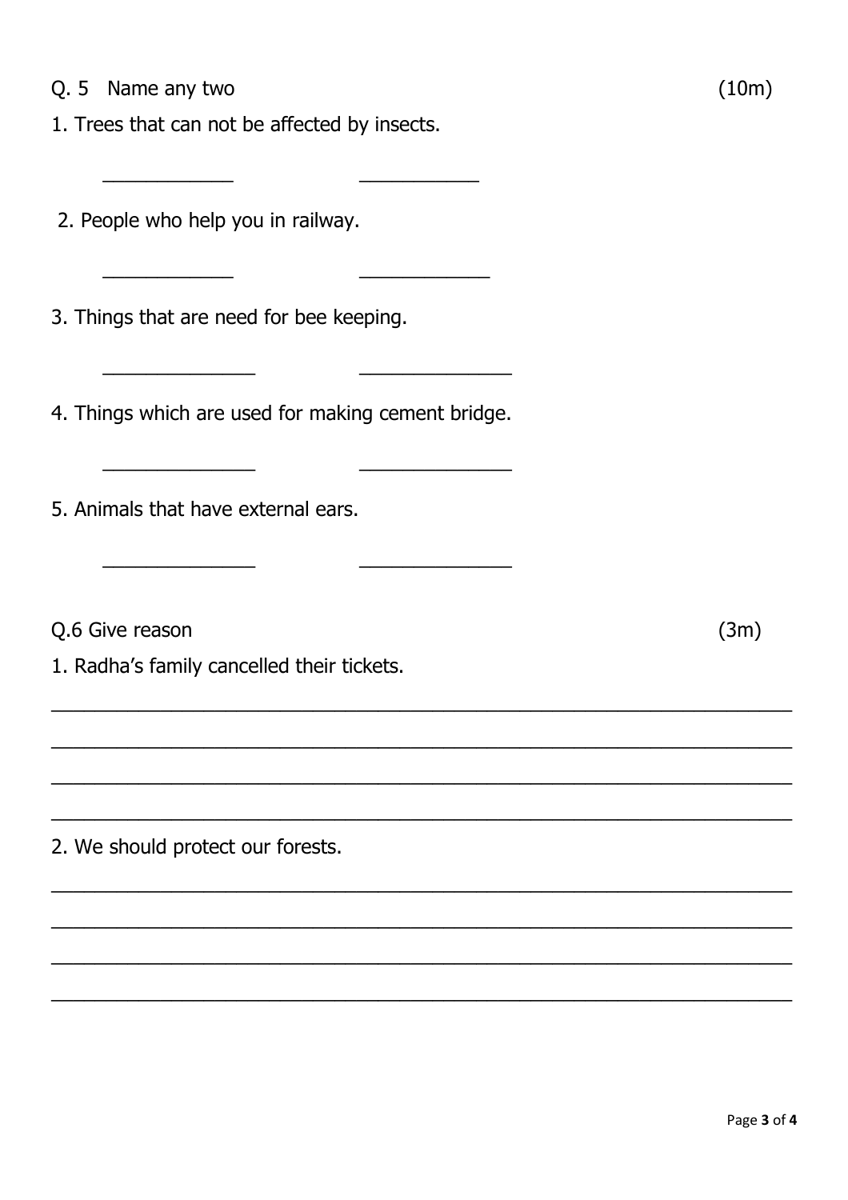Q. 5 Name any two (10m)

1. Trees that can not be affected by insects.

   ____________ ____________

2. People who help you in railway.

   ____________ ____________

3. Things that are need for bee keeping.

   ______________ ______________

4. Things which are used for making cement bridge.

   ______________ ______________

5. Animals that have external ears.

   ______________ ______________

Q.6 Give reason (3m)

1. Radha's family cancelled their tickets.

____________________________________________________________________

____________________________________________________________________

____________________________________________________________________

____________________________________________________________________

2. We should protect our forests.

____________________________________________________________________

____________________________________________________________________

____________________________________________________________________

____________________________________________________________________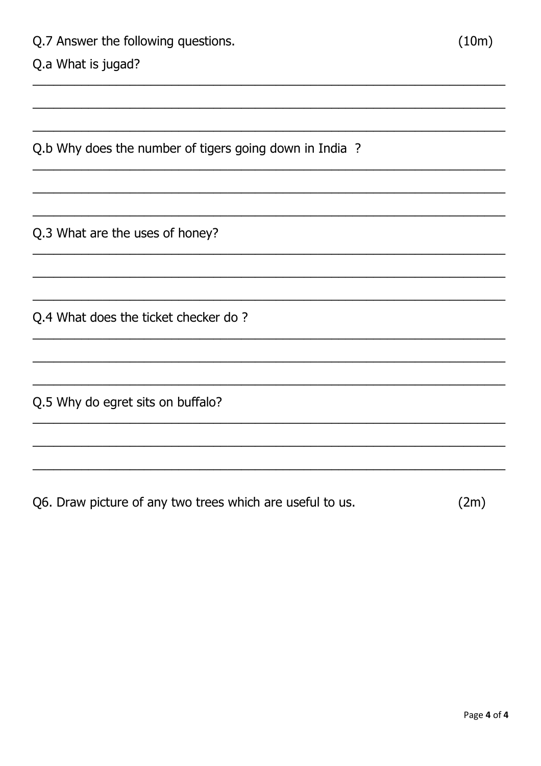Q.7 Answer the following questions. (10m)

Q.a What is jugad?

______________________________________________________________________

______________________________________________________________________

______________________________________________________________________

Q.b Why does the number of tigers going down in India ?

______________________________________________________________________

______________________________________________________________________

______________________________________________________________________

Q.3 What are the uses of honey?

______________________________________________________________________

______________________________________________________________________

______________________________________________________________________

Q.4 What does the ticket checker do ?

______________________________________________________________________

______________________________________________________________________

______________________________________________________________________

Q.5 Why do egret sits on buffalo?

______________________________________________________________________

______________________________________________________________________

______________________________________________________________________

Q6. Draw picture of any two trees which are useful to us. (2m)